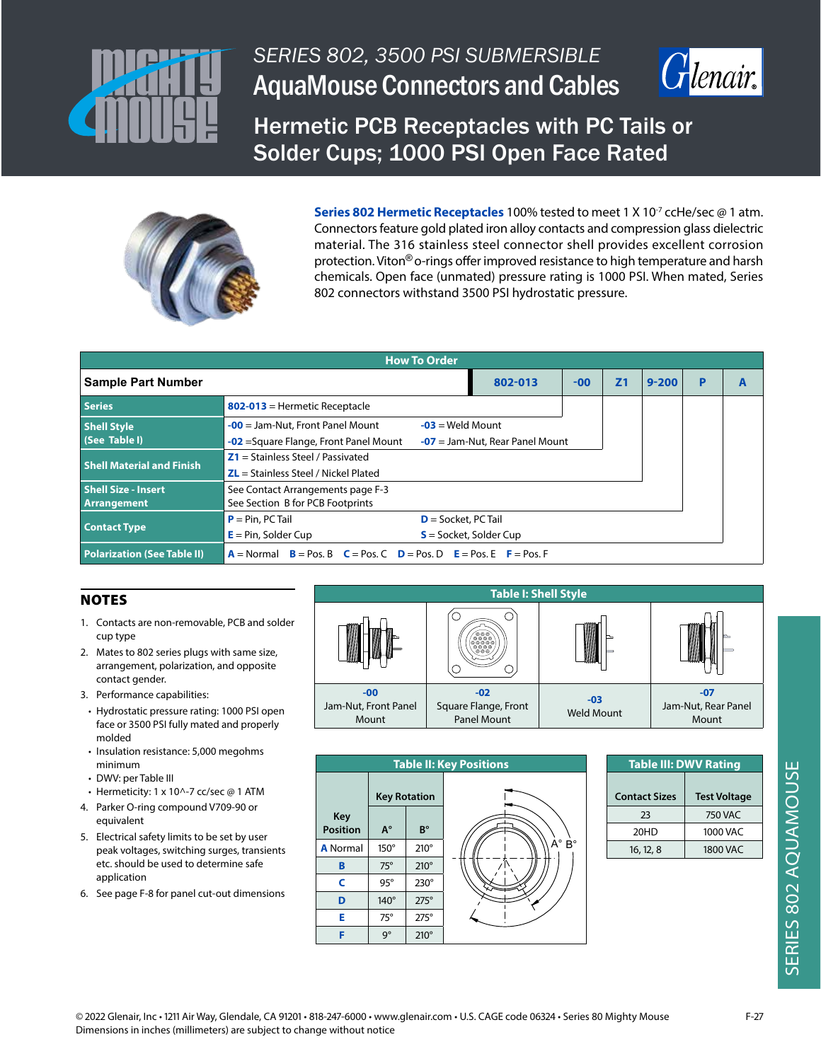# SERIES 802, 3500 PSI SUBMERSIBLE

# AquaMouse Connectors and Cables

## Hermetic PCB Receptacles with PC Tails or Solder Cups; 1000 PSI Open Face Rated

**Series 802 Hermetic Receptacles** 100% tested to meet 1 X $10^{-7}$ ccHe/sec @ 1 atm. Connectors feature gold plated iron alloy contacts and compression glass dielectric material. The 316 stainless steel connector shell provides excellent corrosion protection. Viton® o-rings offer improved resistance to high temperature and harsh chemicals. Open face (unmated) pressure rating is 1000 PSI. When mated, Series 802 connectors withstand 3500 PSI hydrostatic pressure.

### How To Order

| Sample Part Number | 802-013 | -00 | Z1 | 9-200 | P | A |
|---|---|---|---|---|---|---|
| **Series** | **802-013** = Hermetic Receptacle | | | | | |
| **Shell Style (See Table I)** | **-00** = Jam-Nut, Front Panel Mount; **-03** = Weld Mount; **-02** =Square Flange, Front Panel Mount; **-07** = Jam-Nut, Rear Panel Mount | | | | | |
| **Shell Material and Finish** | **Z1** = Stainless Steel / Passivated; **ZL** = Stainless Steel / Nickel Plated | | | | | |
| **Shell Size - Insert Arrangement** | See Contact Arrangements page F-3; See Section B for PCB Footprints | | | | | |
| **Contact Type** | **P** = Pin, PC Tail; **D** = Socket, PC Tail; **E** = Pin, Solder Cup; **S** = Socket, Solder Cup | | | | | |
| **Polarization (See Table II)** | **A** = Normal **B** = Pos. B **C** = Pos. C **D** = Pos. D **E** = Pos. E **F** = Pos. F | | | | | |

## NOTES

1. Contacts are non-removable, PCB and solder cup type
2. Mates to 802 series plugs with same size, arrangement, polarization, and opposite contact gender.
3. Performance capabilities:
   - Hydrostatic pressure rating: 1000 PSI open face or 3500 PSI fully mated and properly molded
   - Insulation resistance: 5,000 megohms minimum
   - DWV: per Table III
   - Hermeticity: 1 x 10^-7 cc/sec @ 1 ATM
4. Parker O-ring compound V709-90 or equivalent
5. Electrical safety limits to be set by user peak voltages, switching surges, transients etc. should be used to determine safe application
6. See page F-8 for panel cut-out dimensions

### Table I: Shell Style

| -00 | -02 | -03 | -07 |
|---|---|---|---|
| Jam-Nut, Front Panel Mount | Square Flange, Front Panel Mount | Weld Mount | Jam-Nut, Rear Panel Mount |

### Table II: Key Positions

| Key Position | Key Rotation A° | Key Rotation B° |
|---|---|---|
| **A** Normal | 150° | 210° |
| **B** | 75° | 210° |
| **C** | 95° | 230° |
| **D** | 140° | 275° |
| **E** | 75° | 275° |
| **F** | 9° | 210° |

### Table III: DWV Rating

| Contact Sizes | Test Voltage |
|---|---|
| 23 | 750 VAC |
| 20HD | 1000 VAC |
| 16, 12, 8 | 1800 VAC |

© 2022 Glenair, Inc • 1211 Air Way, Glendale, CA 91201 • 818-247-6000 • www.glenair.com • U.S. CAGE code 06324 • Series 80 Mighty Mouse
Dimensions in inches (millimeters) are subject to change without notice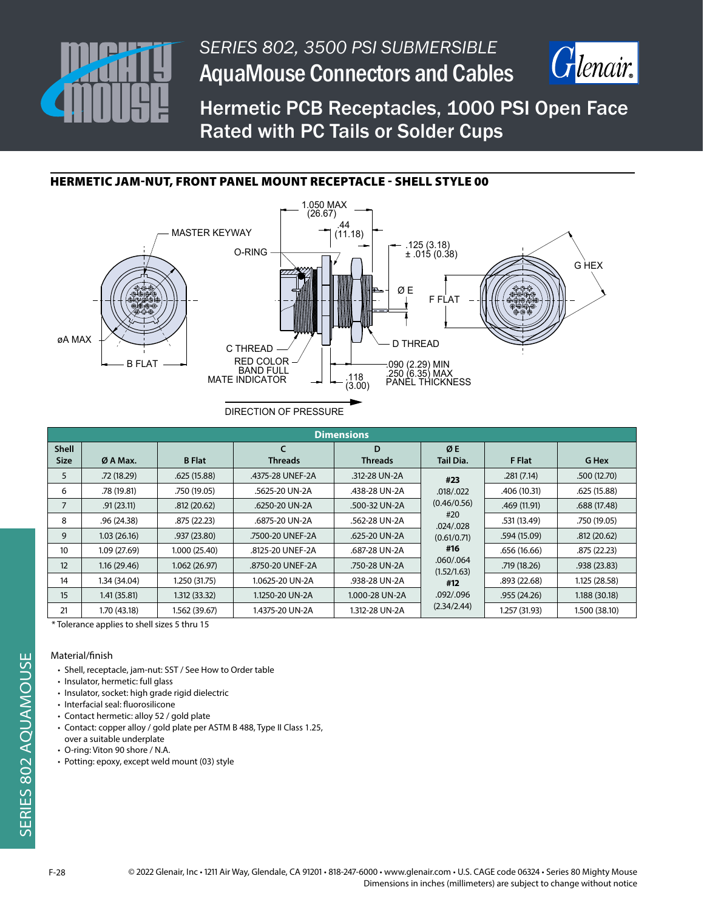# SERIES 802, 3500 PSI SUBMERSIBLE

# AquaMouse Connectors and Cables

## Hermetic PCB Receptacles, 1000 PSI Open Face Rated with PC Tails or Solder Cups

### HERMETIC JAM-NUT, FRONT PANEL MOUNT RECEPTACLE - SHELL STYLE 00

1.050 MAX (26.67)
.44 (11.18)
MASTER KEYWAY
O-RING
.125 (3.18) ± .015 (0.38)
G HEX
Ø E
F FLAT
øA MAX
B FLAT
C THREAD
RED COLOR BAND FULL MATE INDICATOR
D THREAD
.118 (3.00)
.090 (2.29) MIN .250 (6.35) MAX PANEL THICKNESS
DIRECTION OF PRESSURE

| Dimensions | | | | | | | |
|---|---|---|---|---|---|---|---|
| Shell Size | Ø A Max. | B Flat | C Threads | D Threads | Ø E Tail Dia. | F Flat | G Hex |
| 5 | .72 (18.29) | .625 (15.88) | .4375-28 UNEF-2A | .312-28 UN-2A | **#23** .018/.022 (0.46/0.56) #20 .024/.028 (0.61/0.71) **#16** .060/.064 (1.52/1.63) **#12** .092/.096 (2.34/2.44) | .281 (7.14) | .500 (12.70) |
| 6 | .78 (19.81) | .750 (19.05) | .5625-20 UN-2A | .438-28 UN-2A | | .406 (10.31) | .625 (15.88) |
| 7 | .91 (23.11) | .812 (20.62) | .6250-20 UN-2A | .500-32 UN-2A | | .469 (11.91) | .688 (17.48) |
| 8 | .96 (24.38) | .875 (22.23) | .6875-20 UN-2A | .562-28 UN-2A | | .531 (13.49) | .750 (19.05) |
| 9 | 1.03 (26.16) | .937 (23.80) | .7500-20 UNEF-2A | .625-20 UN-2A | | .594 (15.09) | .812 (20.62) |
| 10 | 1.09 (27.69) | 1.000 (25.40) | .8125-20 UNEF-2A | .687-28 UN-2A | | .656 (16.66) | .875 (22.23) |
| 12 | 1.16 (29.46) | 1.062 (26.97) | .8750-20 UNEF-2A | .750-28 UN-2A | | .719 (18.26) | .938 (23.83) |
| 14 | 1.34 (34.04) | 1.250 (31.75) | 1.0625-20 UN-2A | .938-28 UN-2A | | .893 (22.68) | 1.125 (28.58) |
| 15 | 1.41 (35.81) | 1.312 (33.32) | 1.1250-20 UN-2A | 1.000-28 UN-2A | | .955 (24.26) | 1.188 (30.18) |
| 21 | 1.70 (43.18) | 1.562 (39.67) | 1.4375-20 UN-2A | 1.312-28 UN-2A | | 1.257 (31.93) | 1.500 (38.10) |

* Tolerance applies to shell sizes 5 thru 15

Material/finish

- Shell, receptacle, jam-nut: SST / See How to Order table
- Insulator, hermetic: full glass
- Insulator, socket: high grade rigid dielectric
- Interfacial seal: fluorosilicone
- Contact hermetic: alloy 52 / gold plate
- Contact: copper alloy / gold plate per ASTM B 488, Type II Class 1.25, over a suitable underplate
- O-ring: Viton 90 shore / N.A.
- Potting: epoxy, except weld mount (03) style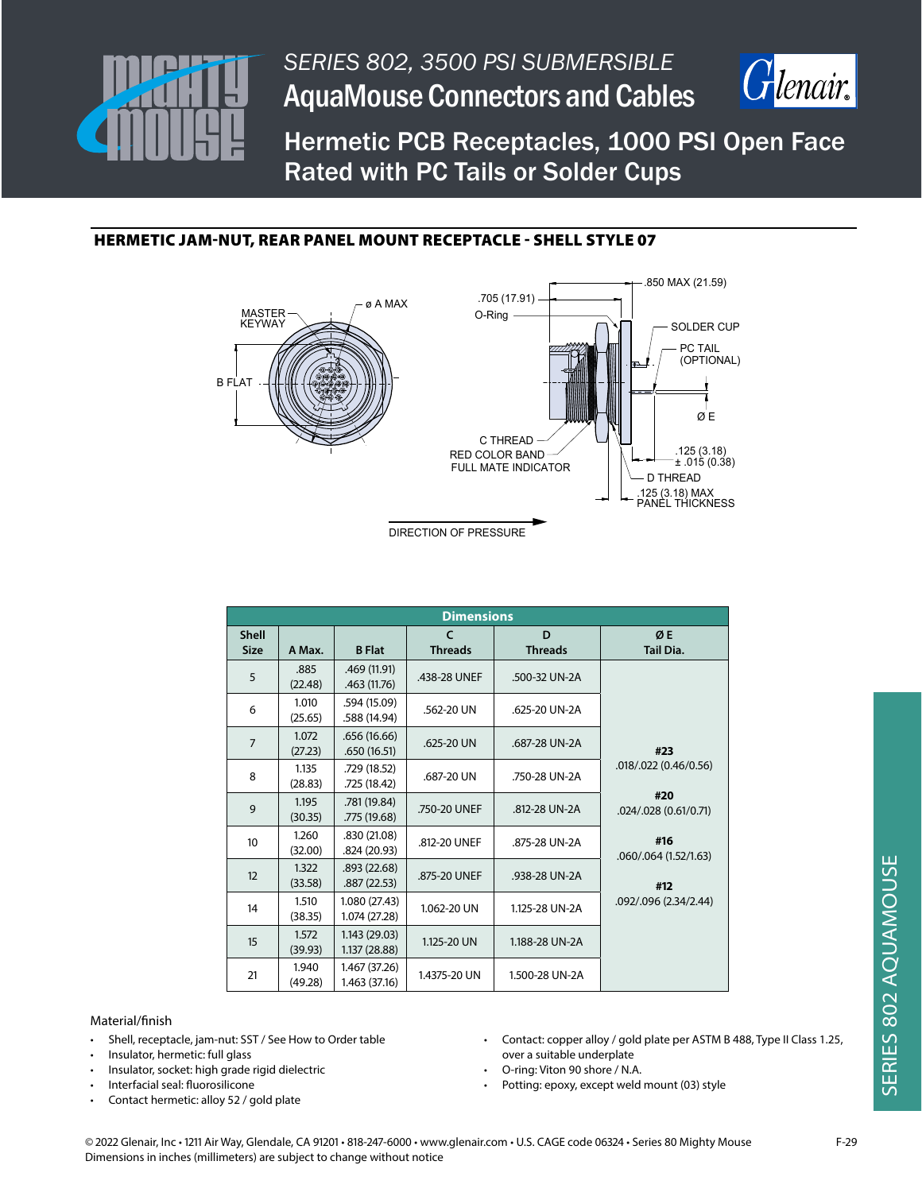# SERIES 802, 3500 PSI SUBMERSIBLE
# AquaMouse Connectors and Cables

## Hermetic PCB Receptacles, 1000 PSI Open Face Rated with PC Tails or Solder Cups

### HERMETIC JAM-NUT, REAR PANEL MOUNT RECEPTACLE - SHELL STYLE 07

MASTER KEYWAY
ø A MAX
B FLAT
.705 (17.91)
O-Ring
.850 MAX (21.59)
SOLDER CUP
PC TAIL (OPTIONAL)
Ø E
C THREAD
RED COLOR BAND FULL MATE INDICATOR
.125 (3.18) ± .015 (0.38)
D THREAD
.125 (3.18) MAX PANEL THICKNESS
DIRECTION OF PRESSURE

| Dimensions | | | | | |
|---|---|---|---|---|---|
| Shell Size | A Max. | B Flat | C Threads | D Threads | Ø E Tail Dia. |
| 5 | .885 (22.48) | .469 (11.91) .463 (11.76) | .438-28 UNEF | .500-32 UN-2A | **#23** .018/.022 (0.46/0.56) **#20** .024/.028 (0.61/0.71) **#16** .060/.064 (1.52/1.63) **#12** .092/.096 (2.34/2.44) |
| 6 | 1.010 (25.65) | .594 (15.09) .588 (14.94) | .562-20 UN | .625-20 UN-2A | |
| 7 | 1.072 (27.23) | .656 (16.66) .650 (16.51) | .625-20 UN | .687-28 UN-2A | |
| 8 | 1.135 (28.83) | .729 (18.52) .725 (18.42) | .687-20 UN | .750-28 UN-2A | |
| 9 | 1.195 (30.35) | .781 (19.84) .775 (19.68) | .750-20 UNEF | .812-28 UN-2A | |
| 10 | 1.260 (32.00) | .830 (21.08) .824 (20.93) | .812-20 UNEF | .875-28 UN-2A | |
| 12 | 1.322 (33.58) | .893 (22.68) .887 (22.53) | .875-20 UNEF | .938-28 UN-2A | |
| 14 | 1.510 (38.35) | 1.080 (27.43) 1.074 (27.28) | 1.062-20 UN | 1.125-28 UN-2A | |
| 15 | 1.572 (39.93) | 1.143 (29.03) 1.137 (28.88) | 1.125-20 UN | 1.188-28 UN-2A | |
| 21 | 1.940 (49.28) | 1.467 (37.26) 1.463 (37.16) | 1.4375-20 UN | 1.500-28 UN-2A | |

Material/finish

- Shell, receptacle, jam-nut: SST / See How to Order table
- Insulator, hermetic: full glass
- Insulator, socket: high grade rigid dielectric
- Interfacial seal: fluorosilicone
- Contact hermetic: alloy 52 / gold plate
- Contact: copper alloy / gold plate per ASTM B 488, Type II Class 1.25, over a suitable underplate
- O-ring: Viton 90 shore / N.A.
- Potting: epoxy, except weld mount (03) style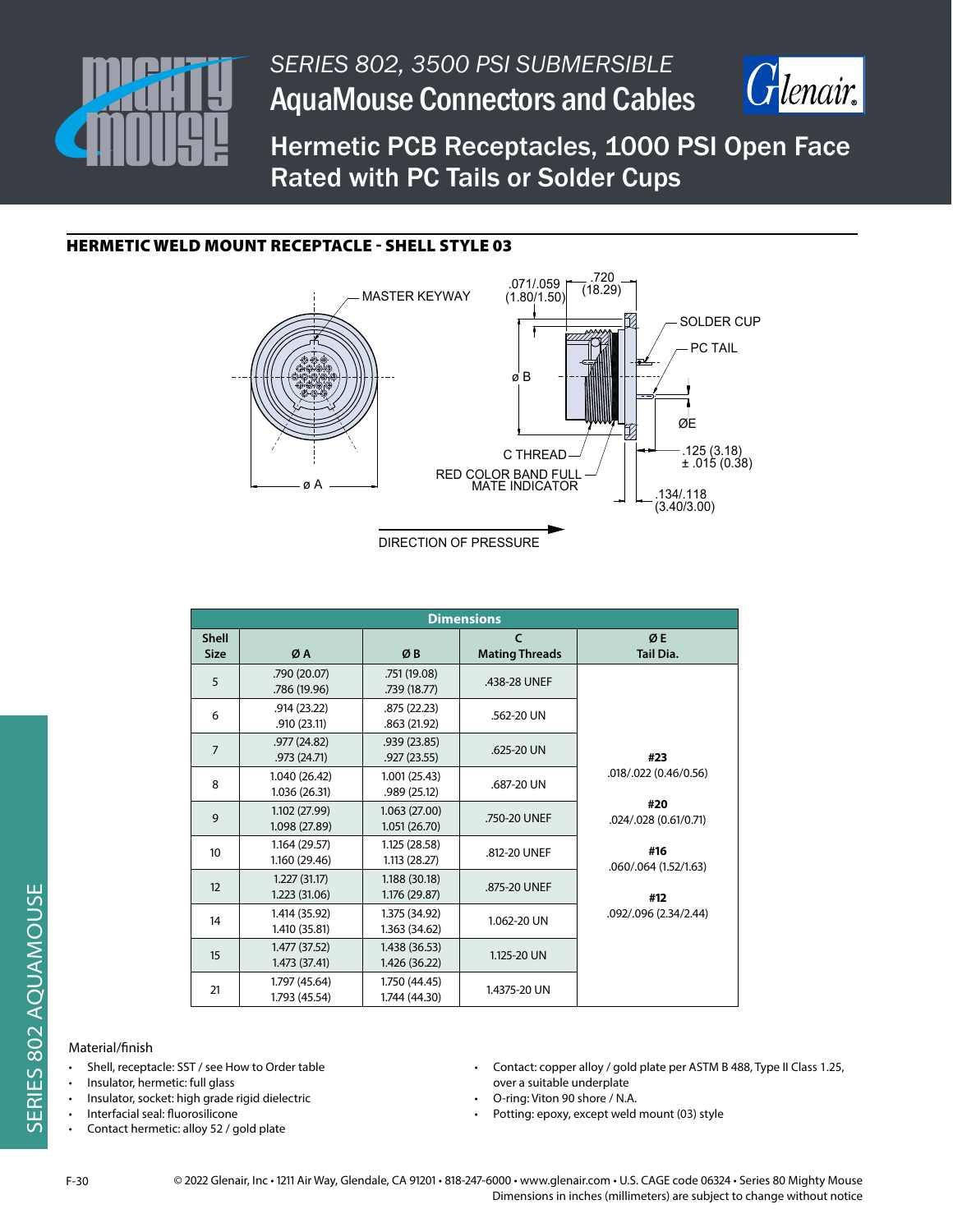SERIES 802, 3500 PSI SUBMERSIBLE

# AquaMouse Connectors and Cables

## Hermetic PCB Receptacles, 1000 PSI Open Face Rated with PC Tails or Solder Cups

### HERMETIC WELD MOUNT RECEPTACLE - SHELL STYLE 03

MASTER KEYWAY
.071/.059 (1.80/1.50)
.720 (18.29)
SOLDER CUP
PC TAIL
ø B
ØE
C THREAD
RED COLOR BAND FULL MATE INDICATOR
.125 (3.18) ± .015 (0.38)
.134/.118 (3.40/3.00)
ø A
DIRECTION OF PRESSURE

| Dimensions | | | | |
|---|---|---|---|---|
| Shell Size | Ø A | Ø B | C Mating Threads | Ø E Tail Dia. |
| 5 | .790 (20.07) .786 (19.96) | .751 (19.08) .739 (18.77) | .438-28 UNEF | **#23** .018/.022 (0.46/0.56) **#20** .024/.028 (0.61/0.71) **#16** .060/.064 (1.52/1.63) **#12** .092/.096 (2.34/2.44) |
| 6 | .914 (23.22) .910 (23.11) | .875 (22.23) .863 (21.92) | .562-20 UN | |
| 7 | .977 (24.82) .973 (24.71) | .939 (23.85) .927 (23.55) | .625-20 UN | |
| 8 | 1.040 (26.42) 1.036 (26.31) | 1.001 (25.43) .989 (25.12) | .687-20 UN | |
| 9 | 1.102 (27.99) 1.098 (27.89) | 1.063 (27.00) 1.051 (26.70) | .750-20 UNEF | |
| 10 | 1.164 (29.57) 1.160 (29.46) | 1.125 (28.58) 1.113 (28.27) | .812-20 UNEF | |
| 12 | 1.227 (31.17) 1.223 (31.06) | 1.188 (30.18) 1.176 (29.87) | .875-20 UNEF | |
| 14 | 1.414 (35.92) 1.410 (35.81) | 1.375 (34.92) 1.363 (34.62) | 1.062-20 UN | |
| 15 | 1.477 (37.52) 1.473 (37.41) | 1.438 (36.53) 1.426 (36.22) | 1.125-20 UN | |
| 21 | 1.797 (45.64) 1.793 (45.54) | 1.750 (44.45) 1.744 (44.30) | 1.4375-20 UN | |

Material/finish

- Shell, receptacle: SST / see How to Order table
- Insulator, hermetic: full glass
- Insulator, socket: high grade rigid dielectric
- Interfacial seal: fluorosilicone
- Contact hermetic: alloy 52 / gold plate
- Contact: copper alloy / gold plate per ASTM B 488, Type II Class 1.25, over a suitable underplate
- O-ring: Viton 90 shore / N.A.
- Potting: epoxy, except weld mount (03) style

© 2022 Glenair, Inc • 1211 Air Way, Glendale, CA 91201 • 818-247-6000 • www.glenair.com • U.S. CAGE code 06324 • Series 80 Mighty Mouse
Dimensions in inches (millimeters) are subject to change without notice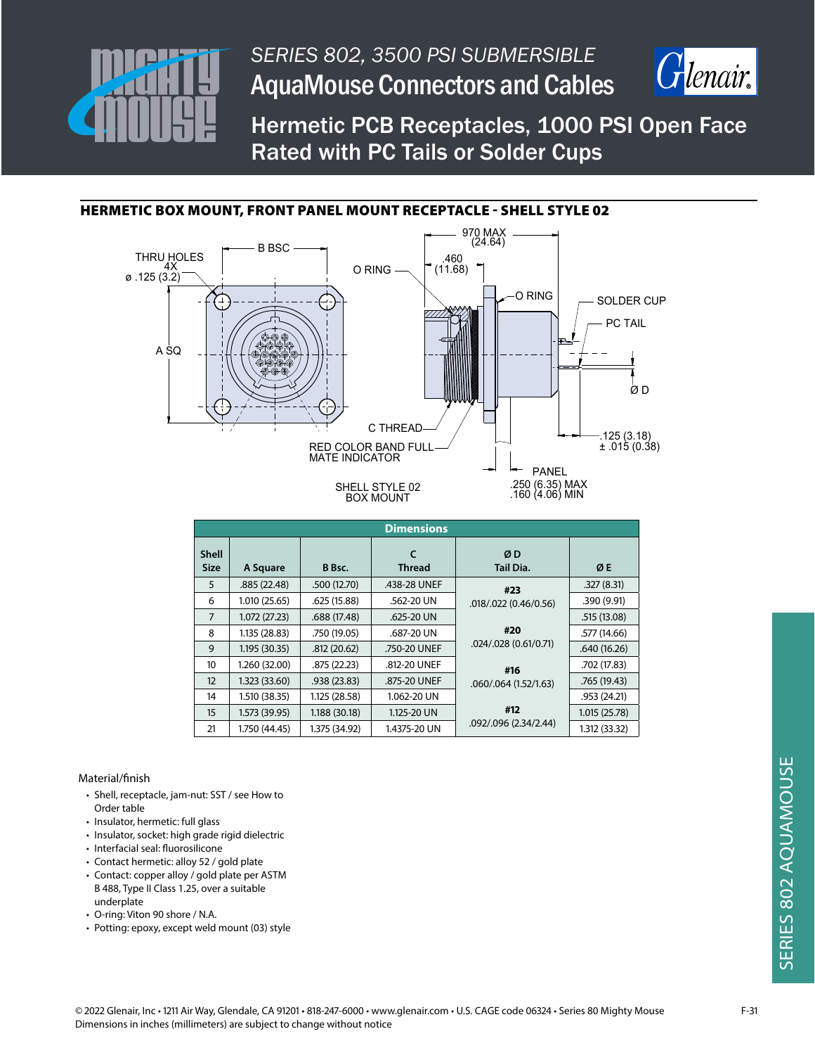# SERIES 802, 3500 PSI SUBMERSIBLE
# AquaMouse Connectors and Cables

## Hermetic PCB Receptacles, 1000 PSI Open Face Rated with PC Tails or Solder Cups

### HERMETIC BOX MOUNT, FRONT PANEL MOUNT RECEPTACLE - SHELL STYLE 02

THRU HOLES 4X ø .125 (3.2)

B BSC

A SQ

O RING

.970 MAX (24.64)

.460 (11.68)

O RING

SOLDER CUP

PC TAIL

Ø D

C THREAD

RED COLOR BAND FULL MATE INDICATOR

.125 (3.18) ± .015 (0.38)

PANEL

.250 (6.35) MAX
.160 (4.06) MIN

SHELL STYLE 02 BOX MOUNT

| Dimensions | | | | | |
|---|---|---|---|---|---|
| Shell Size | A Square | B Bsc. | C Thread | Ø D Tail Dia. | Ø E |
| 5 | .885 (22.48) | .500 (12.70) | .438-28 UNEF | #23 .018/.022 (0.46/0.56) | .327 (8.31) |
| 6 | 1.010 (25.65) | .625 (15.88) | .562-20 UN | | .390 (9.91) |
| 7 | 1.072 (27.23) | .688 (17.48) | .625-20 UN | #20 .024/.028 (0.61/0.71) | .515 (13.08) |
| 8 | 1.135 (28.83) | .750 (19.05) | .687-20 UN | | .577 (14.66) |
| 9 | 1.195 (30.35) | .812 (20.62) | .750-20 UNEF | | .640 (16.26) |
| 10 | 1.260 (32.00) | .875 (22.23) | .812-20 UNEF | #16 .060/.064 (1.52/1.63) | .702 (17.83) |
| 12 | 1.323 (33.60) | .938 (23.83) | .875-20 UNEF | | .765 (19.43) |
| 14 | 1.510 (38.35) | 1.125 (28.58) | 1.062-20 UN | | .953 (24.21) |
| 15 | 1.573 (39.95) | 1.188 (30.18) | 1.125-20 UN | #12 .092/.096 (2.34/2.44) | 1.015 (25.78) |
| 21 | 1.750 (44.45) | 1.375 (34.92) | 1.4375-20 UN | | 1.312 (33.32) |

Material/finish

- Shell, receptacle, jam-nut: SST / see How to Order table
- Insulator, hermetic: full glass
- Insulator, socket: high grade rigid dielectric
- Interfacial seal: fluorosilicone
- Contact hermetic: alloy 52 / gold plate
- Contact: copper alloy / gold plate per ASTM B 488, Type II Class 1.25, over a suitable underplate
- O-ring: Viton 90 shore / N.A.
- Potting: epoxy, except weld mount (03) style